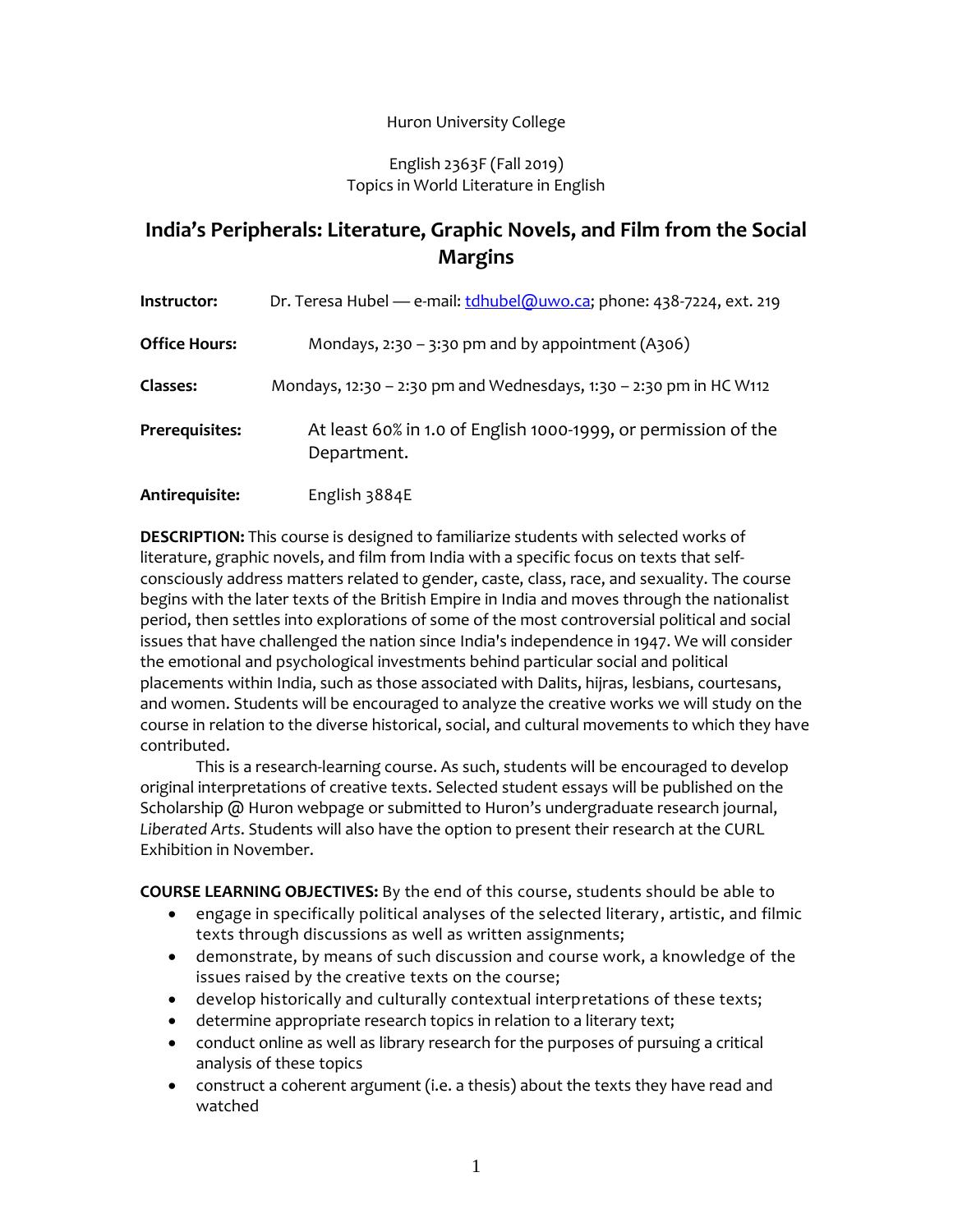Huron University College

English 2363F (Fall 2019)
Topics in World Literature in English

# India's Peripherals: Literature, Graphic Novels, and Film from the Social Margins

**Instructor:** Dr. Teresa Hubel — e-mail: tdhubel@uwo.ca; phone: 438-7224, ext. 219

**Office Hours:** Mondays, 2:30 – 3:30 pm and by appointment (A306)

**Classes:** Mondays, 12:30 – 2:30 pm and Wednesdays, 1:30 – 2:30 pm in HC W112

**Prerequisites:** At least 60% in 1.0 of English 1000-1999, or permission of the Department.

**Antirequisite:** English 3884E

**DESCRIPTION:** This course is designed to familiarize students with selected works of literature, graphic novels, and film from India with a specific focus on texts that self-consciously address matters related to gender, caste, class, race, and sexuality. The course begins with the later texts of the British Empire in India and moves through the nationalist period, then settles into explorations of some of the most controversial political and social issues that have challenged the nation since India's independence in 1947. We will consider the emotional and psychological investments behind particular social and political placements within India, such as those associated with Dalits, hijras, lesbians, courtesans, and women. Students will be encouraged to analyze the creative works we will study on the course in relation to the diverse historical, social, and cultural movements to which they have contributed.

This is a research-learning course. As such, students will be encouraged to develop original interpretations of creative texts. Selected student essays will be published on the Scholarship @ Huron webpage or submitted to Huron's undergraduate research journal, *Liberated Arts*. Students will also have the option to present their research at the CURL Exhibition in November.

**COURSE LEARNING OBJECTIVES:** By the end of this course, students should be able to

- engage in specifically political analyses of the selected literary, artistic, and filmic texts through discussions as well as written assignments;
- demonstrate, by means of such discussion and course work, a knowledge of the issues raised by the creative texts on the course;
- develop historically and culturally contextual interpretations of these texts;
- determine appropriate research topics in relation to a literary text;
- conduct online as well as library research for the purposes of pursuing a critical analysis of these topics
- construct a coherent argument (i.e. a thesis) about the texts they have read and watched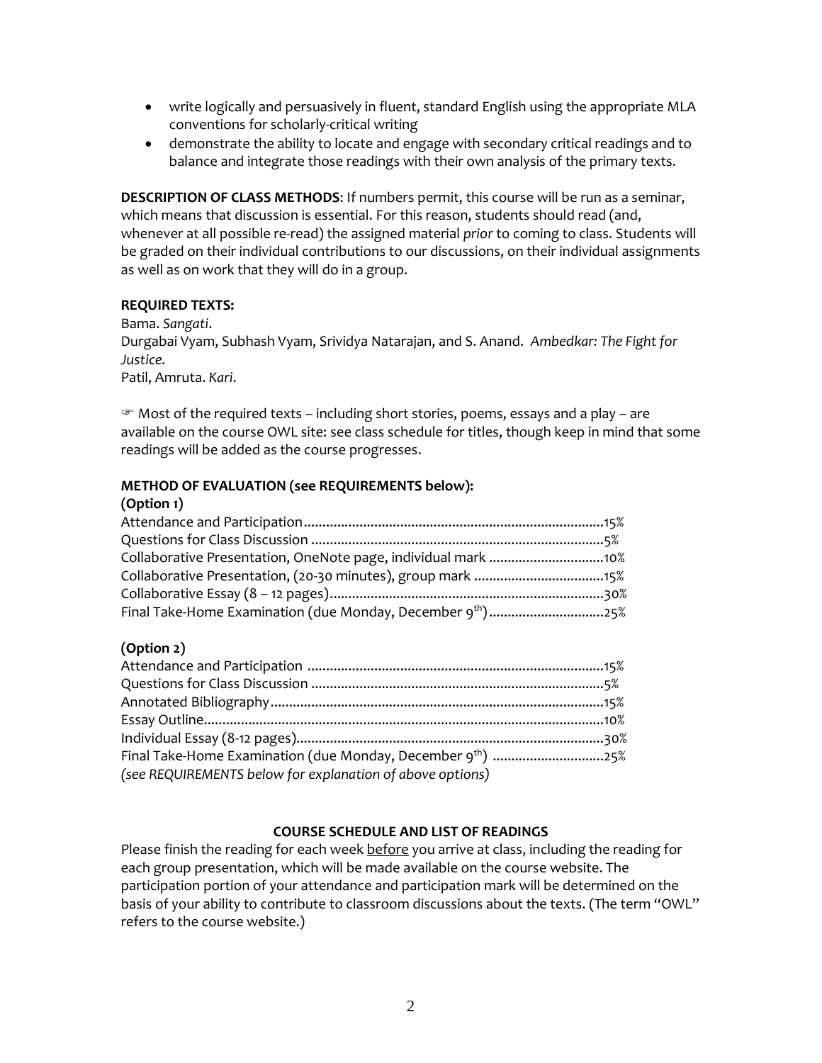- write logically and persuasively in fluent, standard English using the appropriate MLA conventions for scholarly-critical writing
- demonstrate the ability to locate and engage with secondary critical readings and to balance and integrate those readings with their own analysis of the primary texts.

**DESCRIPTION OF CLASS METHODS**: If numbers permit, this course will be run as a seminar, which means that discussion is essential. For this reason, students should read (and, whenever at all possible re-read) the assigned material *prior* to coming to class. Students will be graded on their individual contributions to our discussions, on their individual assignments as well as on work that they will do in a group.

**REQUIRED TEXTS:**
Bama. *Sangati*.
Durgabai Vyam, Subhash Vyam, Srividya Natarajan, and S. Anand. *Ambedkar: The Fight for Justice.*
Patil, Amruta. *Kari*.

☞ Most of the required texts – including short stories, poems, essays and a play – are available on the course OWL site: see class schedule for titles, though keep in mind that some readings will be added as the course progresses.

**METHOD OF EVALUATION (see REQUIREMENTS below):**
**(Option 1)**

| | |
|---|---|
| Attendance and Participation | 15% |
| Questions for Class Discussion | 5% |
| Collaborative Presentation, OneNote page, individual mark | 10% |
| Collaborative Presentation, (20-30 minutes), group mark | 15% |
| Collaborative Essay (8 – 12 pages) | 30% |
| Final Take-Home Examination (due Monday, December 9th) | 25% |

**(Option 2)**

| | |
|---|---|
| Attendance and Participation | 15% |
| Questions for Class Discussion | 5% |
| Annotated Bibliography | 15% |
| Essay Outline | 10% |
| Individual Essay (8-12 pages) | 30% |
| Final Take-Home Examination (due Monday, December 9th) | 25% |

*(see REQUIREMENTS below for explanation of above options)*

**COURSE SCHEDULE AND LIST OF READINGS**

Please finish the reading for each week before you arrive at class, including the reading for each group presentation, which will be made available on the course website. The participation portion of your attendance and participation mark will be determined on the basis of your ability to contribute to classroom discussions about the texts. (The term "OWL" refers to the course website.)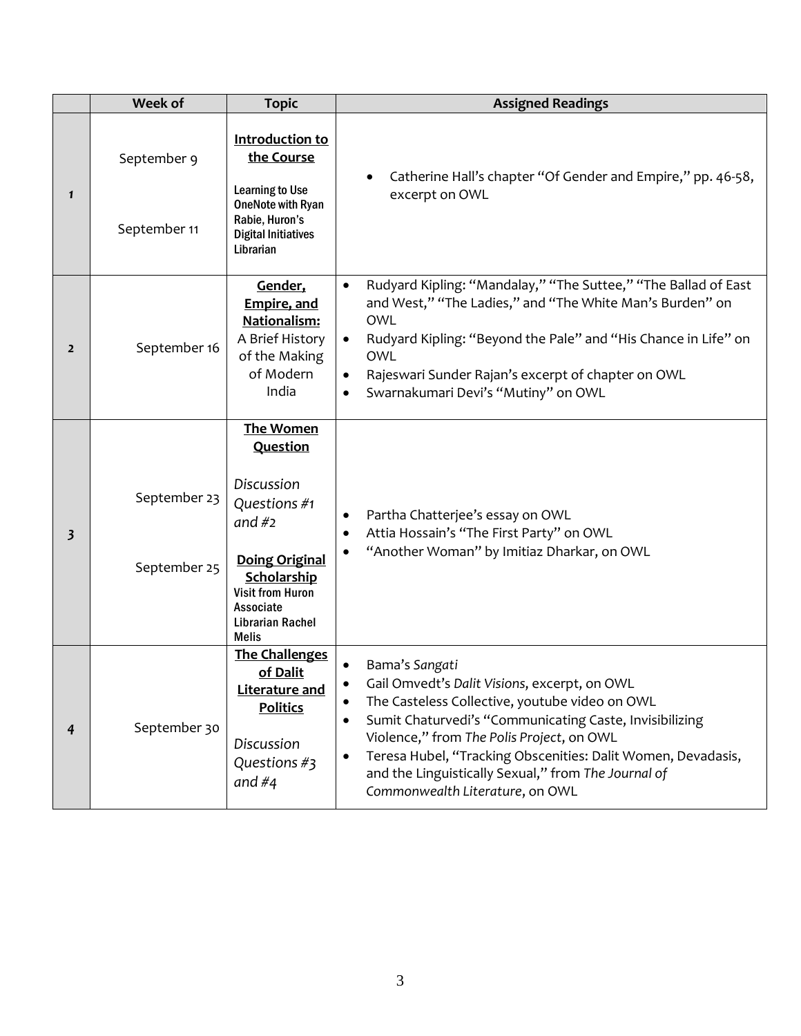| | Week of | Topic | Assigned Readings |
|---|---|---|---|
| ***1*** | September 9<br><br>September 11 | **Introduction to the Course**<br><br>**Learning to Use OneNote with Ryan Rabie, Huron's Digital Initiatives Librarian** | • Catherine Hall's chapter "Of Gender and Empire," pp. 46-58, excerpt on OWL |
| **2** | September 16 | **Gender, Empire, and Nationalism:** A Brief History of the Making of Modern India | • Rudyard Kipling: "Mandalay," "The Suttee," "The Ballad of East and West," "The Ladies," and "The White Man's Burden" on OWL<br>• Rudyard Kipling: "Beyond the Pale" and "His Chance in Life" on OWL<br>• Rajeswari Sunder Rajan's excerpt of chapter on OWL<br>• Swarnakumari Devi's "Mutiny" on OWL |
| ***3*** | September 23<br><br>September 25 | **The Women Question**<br><br>*Discussion Questions #1 and #2*<br><br>**Doing Original Scholarship**<br>**Visit from Huron Associate Librarian Rachel Melis** | • Partha Chatterjee's essay on OWL<br>• Attia Hossain's "The First Party" on OWL<br>• "Another Woman" by Imitiaz Dharkar, on OWL |
| ***4*** | September 30 | **The Challenges of Dalit Literature and Politics**<br><br>*Discussion Questions #3 and #4* | • Bama's *Sangati*<br>• Gail Omvedt's *Dalit Visions*, excerpt, on OWL<br>• The Casteless Collective, youtube video on OWL<br>• Sumit Chaturvedi's "Communicating Caste, Invisibilizing Violence," from *The Polis Project*, on OWL<br>• Teresa Hubel, "Tracking Obscenities: Dalit Women, Devadasis, and the Linguistically Sexual," from *The Journal of Commonwealth Literature*, on OWL |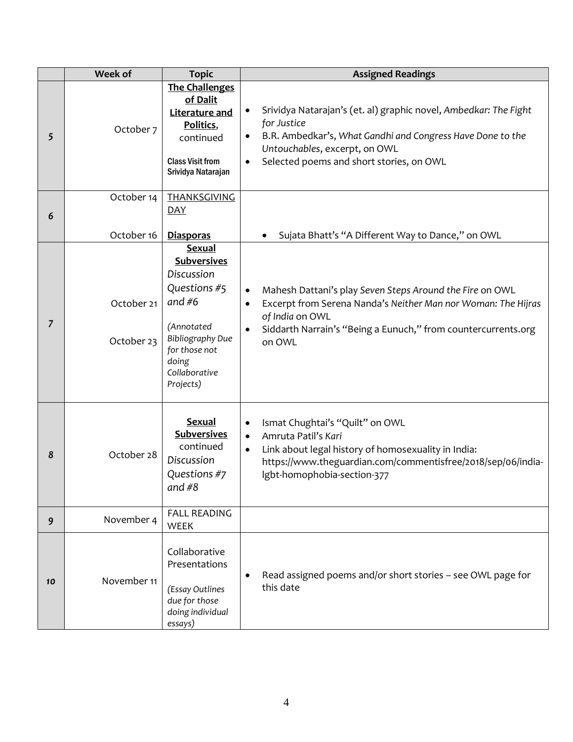| | Week of | Topic | Assigned Readings |
|---|---|---|---|
| *5* | October 7 | **The Challenges of Dalit Literature and Politics**, continued<br><br>**Class Visit from Srividya Natarajan** | • Srividya Natarajan's (et. al) graphic novel, *Ambedkar: The Fight for Justice*<br>• B.R. Ambedkar's, *What Gandhi and Congress Have Done to the Untouchables*, excerpt, on OWL<br>• Selected poems and short stories, on OWL |
| *6* | October 14<br><br>October 16 | THANKSGIVING DAY<br><br>**Diasporas** | • Sujata Bhatt's "A Different Way to Dance," on OWL |
| *7* | October 21<br><br>October 23 | **Sexual Subversives**<br>*Discussion Questions #5 and #6*<br><br>*(Annotated Bibliography Due for those not doing Collaborative Projects)* | • Mahesh Dattani's play *Seven Steps Around the Fire* on OWL<br>• Excerpt from Serena Nanda's *Neither Man nor Woman: The Hijras of India* on OWL<br>• Siddarth Narrain's "Being a Eunuch," from countercurrents.org on OWL |
| *8* | October 28 | **Sexual Subversives** continued<br>*Discussion Questions #7 and #8* | • Ismat Chughtai's "Quilt" on OWL<br>• Amruta Patil's *Kari*<br>• Link about legal history of homosexuality in India: https://www.theguardian.com/commentisfree/2018/sep/06/india-lgbt-homophobia-section-377 |
| *9* | November 4 | FALL READING WEEK | |
| *10* | November 11 | Collaborative Presentations<br><br>*(Essay Outlines due for those doing individual essays)* | • Read assigned poems and/or short stories – see OWL page for this date |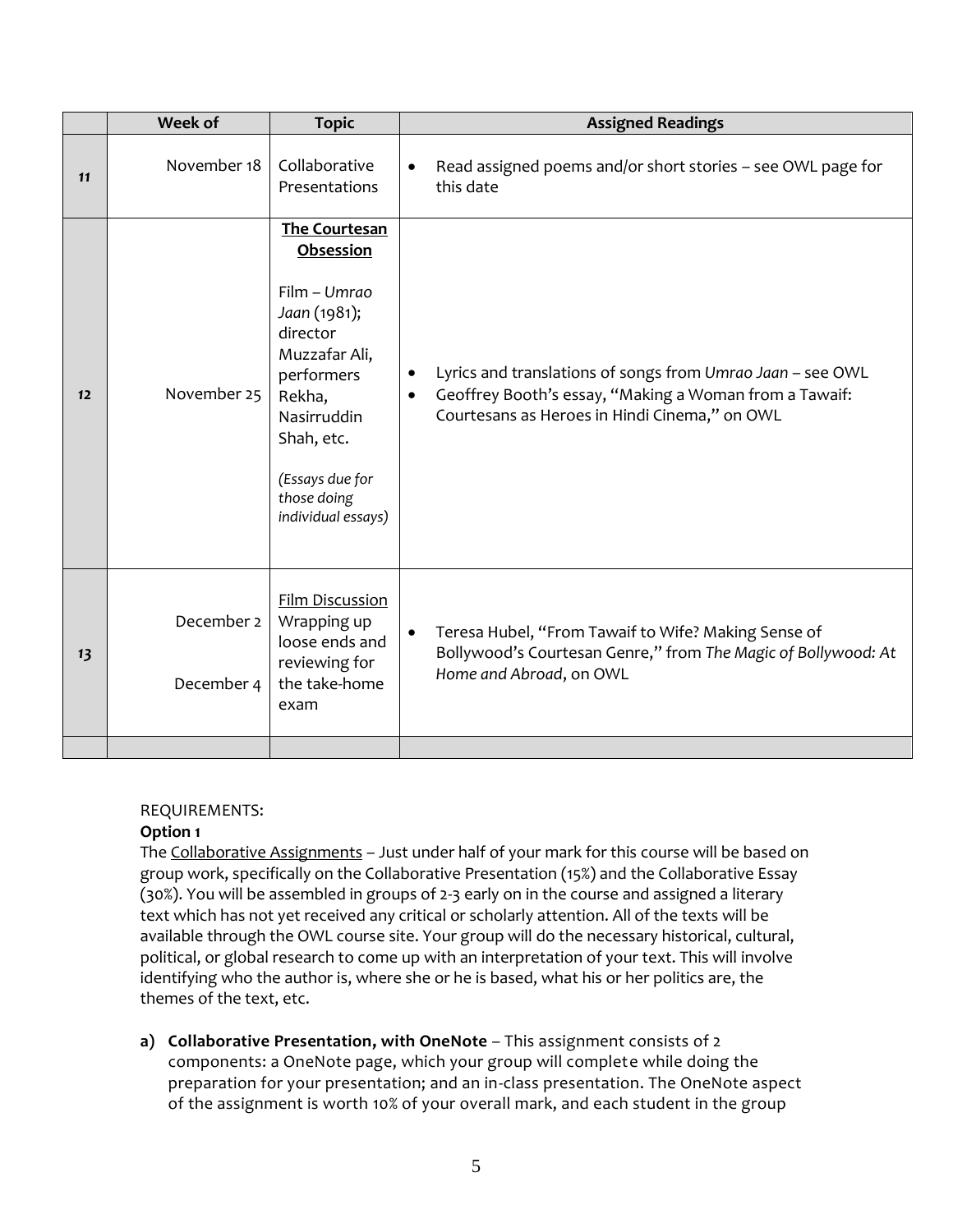| | Week of | Topic | Assigned Readings |
|---|---|---|---|
| *11* | November 18 | Collaborative Presentations | • Read assigned poems and/or short stories – see OWL page for this date |
| *12* | November 25 | **The Courtesan Obsession**<br><br>Film – *Umrao Jaan* (1981); director Muzzafar Ali, performers Rekha, Nasirruddin Shah, etc.<br><br>*(Essays due for those doing individual essays)* | • Lyrics and translations of songs from *Umrao Jaan* – see OWL<br>• Geoffrey Booth's essay, "Making a Woman from a Tawaif: Courtesans as Heroes in Hindi Cinema," on OWL |
| *13* | December 2<br><br>December 4 | Film Discussion<br>Wrapping up loose ends and reviewing for the take-home exam | • Teresa Hubel, "From Tawaif to Wife? Making Sense of Bollywood's Courtesan Genre," from *The Magic of Bollywood: At Home and Abroad*, on OWL |
| | | | |

REQUIREMENTS:

**Option 1**

The Collaborative Assignments – Just under half of your mark for this course will be based on group work, specifically on the Collaborative Presentation (15%) and the Collaborative Essay (30%). You will be assembled in groups of 2-3 early on in the course and assigned a literary text which has not yet received any critical or scholarly attention. All of the texts will be available through the OWL course site. Your group will do the necessary historical, cultural, political, or global research to come up with an interpretation of your text. This will involve identifying who the author is, where she or he is based, what his or her politics are, the themes of the text, etc.

a) **Collaborative Presentation, with OneNote** – This assignment consists of 2 components: a OneNote page, which your group will complete while doing the preparation for your presentation; and an in-class presentation. The OneNote aspect of the assignment is worth 10% of your overall mark, and each student in the group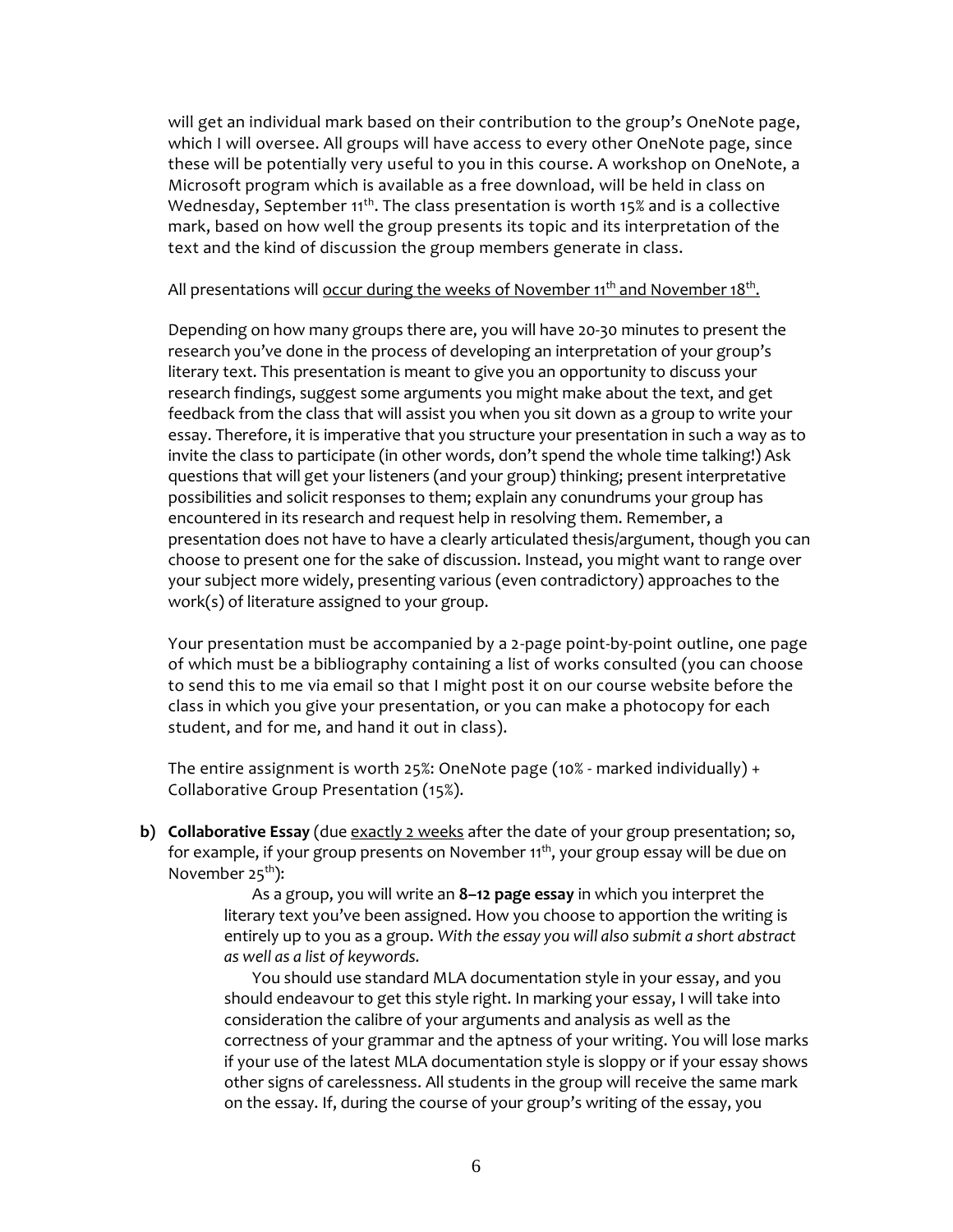will get an individual mark based on their contribution to the group's OneNote page, which I will oversee. All groups will have access to every other OneNote page, since these will be potentially very useful to you in this course. A workshop on OneNote, a Microsoft program which is available as a free download, will be held in class on Wednesday, September 11th. The class presentation is worth 15% and is a collective mark, based on how well the group presents its topic and its interpretation of the text and the kind of discussion the group members generate in class.

All presentations will <u>occur during the weeks of November 11th and November 18th.</u>

Depending on how many groups there are, you will have 20-30 minutes to present the research you've done in the process of developing an interpretation of your group's literary text. This presentation is meant to give you an opportunity to discuss your research findings, suggest some arguments you might make about the text, and get feedback from the class that will assist you when you sit down as a group to write your essay. Therefore, it is imperative that you structure your presentation in such a way as to invite the class to participate (in other words, don't spend the whole time talking!) Ask questions that will get your listeners (and your group) thinking; present interpretative possibilities and solicit responses to them; explain any conundrums your group has encountered in its research and request help in resolving them. Remember, a presentation does not have to have a clearly articulated thesis/argument, though you can choose to present one for the sake of discussion. Instead, you might want to range over your subject more widely, presenting various (even contradictory) approaches to the work(s) of literature assigned to your group.

Your presentation must be accompanied by a 2-page point-by-point outline, one page of which must be a bibliography containing a list of works consulted (you can choose to send this to me via email so that I might post it on our course website before the class in which you give your presentation, or you can make a photocopy for each student, and for me, and hand it out in class).

The entire assignment is worth 25%: OneNote page (10% - marked individually) + Collaborative Group Presentation (15%).

**b) Collaborative Essay** (due <u>exactly 2 weeks</u> after the date of your group presentation; so, for example, if your group presents on November 11th, your group essay will be due on November 25th):

As a group, you will write an **8–12 page essay** in which you interpret the literary text you've been assigned. How you choose to apportion the writing is entirely up to you as a group. *With the essay you will also submit a short abstract as well as a list of keywords.*

You should use standard MLA documentation style in your essay, and you should endeavour to get this style right. In marking your essay, I will take into consideration the calibre of your arguments and analysis as well as the correctness of your grammar and the aptness of your writing. You will lose marks if your use of the latest MLA documentation style is sloppy or if your essay shows other signs of carelessness. All students in the group will receive the same mark on the essay. If, during the course of your group's writing of the essay, you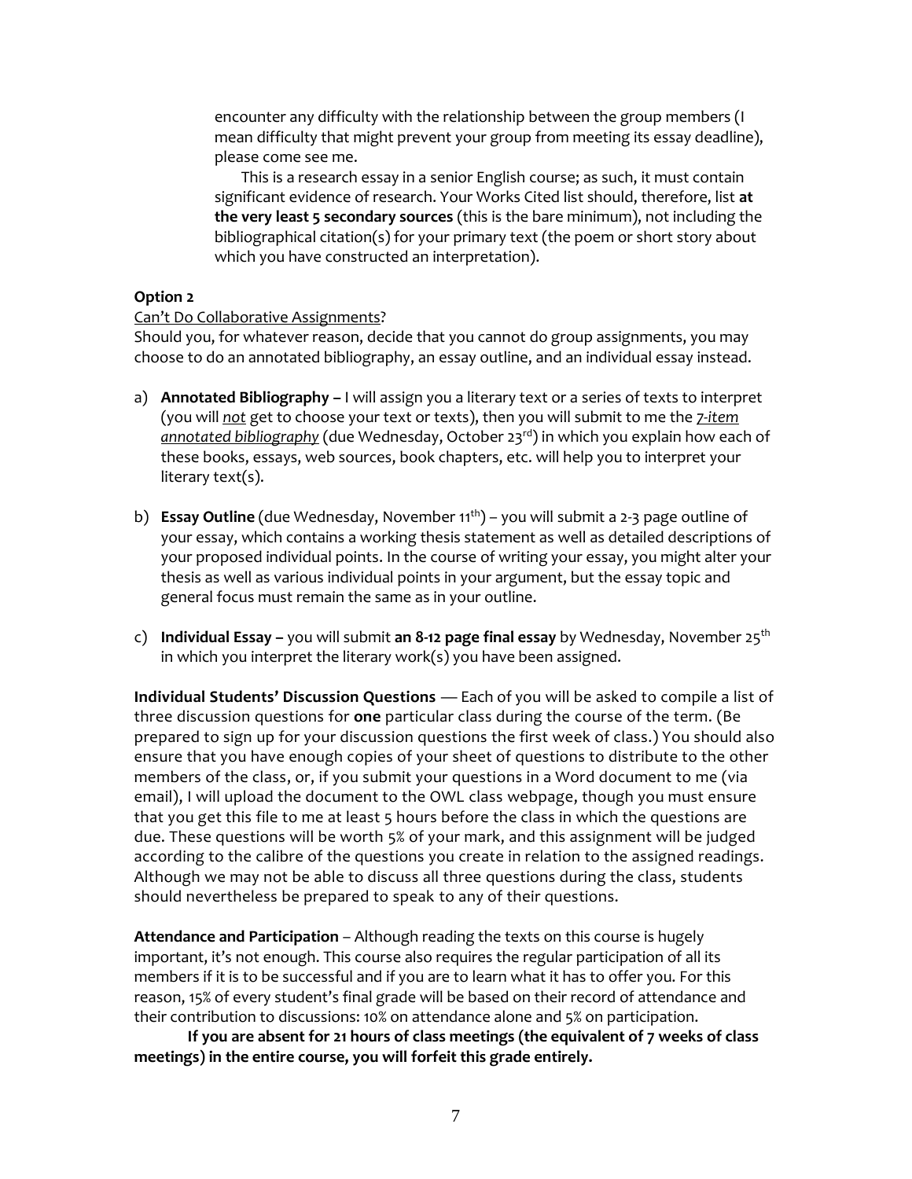encounter any difficulty with the relationship between the group members (I mean difficulty that might prevent your group from meeting its essay deadline), please come see me.

This is a research essay in a senior English course; as such, it must contain significant evidence of research. Your Works Cited list should, therefore, list **at the very least 5 secondary sources** (this is the bare minimum), not including the bibliographical citation(s) for your primary text (the poem or short story about which you have constructed an interpretation).

**Option 2**

Can't Do Collaborative Assignments?

Should you, for whatever reason, decide that you cannot do group assignments, you may choose to do an annotated bibliography, an essay outline, and an individual essay instead.

a) **Annotated Bibliography –** I will assign you a literary text or a series of texts to interpret (you will ***not*** get to choose your text or texts), then you will submit to me the *7-item annotated bibliography* (due Wednesday, October 23rd) in which you explain how each of these books, essays, web sources, book chapters, etc. will help you to interpret your literary text(s).

b) **Essay Outline** (due Wednesday, November 11th) – you will submit a 2-3 page outline of your essay, which contains a working thesis statement as well as detailed descriptions of your proposed individual points. In the course of writing your essay, you might alter your thesis as well as various individual points in your argument, but the essay topic and general focus must remain the same as in your outline.

c) **Individual Essay –** you will submit **an 8-12 page final essay** by Wednesday, November 25th in which you interpret the literary work(s) you have been assigned.

**Individual Students' Discussion Questions** — Each of you will be asked to compile a list of three discussion questions for **one** particular class during the course of the term. (Be prepared to sign up for your discussion questions the first week of class.) You should also ensure that you have enough copies of your sheet of questions to distribute to the other members of the class, or, if you submit your questions in a Word document to me (via email), I will upload the document to the OWL class webpage, though you must ensure that you get this file to me at least 5 hours before the class in which the questions are due. These questions will be worth 5% of your mark, and this assignment will be judged according to the calibre of the questions you create in relation to the assigned readings. Although we may not be able to discuss all three questions during the class, students should nevertheless be prepared to speak to any of their questions.

**Attendance and Participation** – Although reading the texts on this course is hugely important, it's not enough. This course also requires the regular participation of all its members if it is to be successful and if you are to learn what it has to offer you. For this reason, 15% of every student's final grade will be based on their record of attendance and their contribution to discussions: 10% on attendance alone and 5% on participation.

**If you are absent for 21 hours of class meetings (the equivalent of 7 weeks of class meetings) in the entire course, you will forfeit this grade entirely.**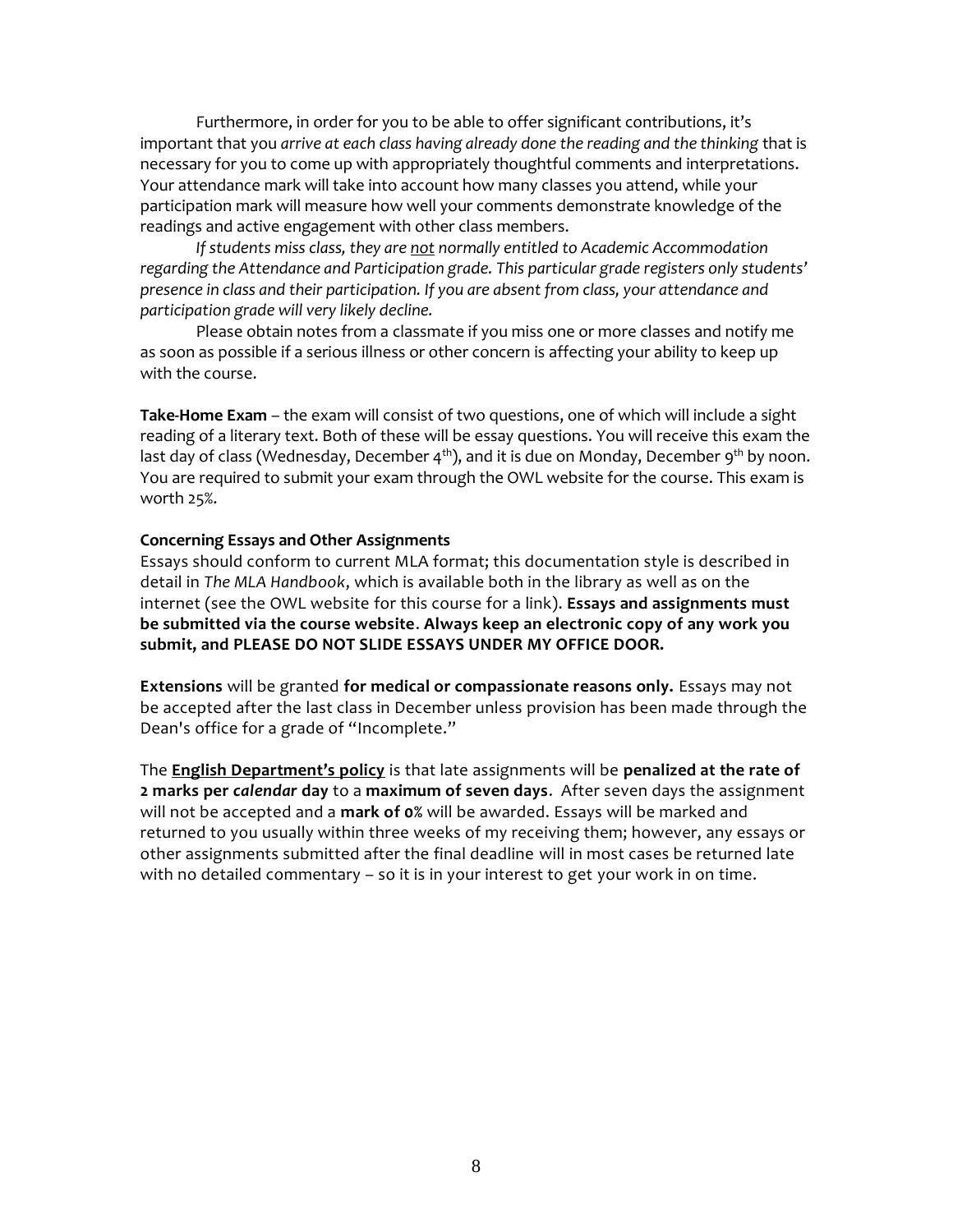Furthermore, in order for you to be able to offer significant contributions, it's important that you *arrive at each class having already done the reading and the thinking* that is necessary for you to come up with appropriately thoughtful comments and interpretations. Your attendance mark will take into account how many classes you attend, while your participation mark will measure how well your comments demonstrate knowledge of the readings and active engagement with other class members.

*If students miss class, they are <u>not</u> normally entitled to Academic Accommodation regarding the Attendance and Participation grade. This particular grade registers only students' presence in class and their participation. If you are absent from class, your attendance and participation grade will very likely decline.*

Please obtain notes from a classmate if you miss one or more classes and notify me as soon as possible if a serious illness or other concern is affecting your ability to keep up with the course.

**Take-Home Exam** – the exam will consist of two questions, one of which will include a sight reading of a literary text. Both of these will be essay questions. You will receive this exam the last day of class (Wednesday, December 4th), and it is due on Monday, December 9th by noon. You are required to submit your exam through the OWL website for the course. This exam is worth 25%.

**Concerning Essays and Other Assignments**

Essays should conform to current MLA format; this documentation style is described in detail in *The MLA Handbook*, which is available both in the library as well as on the internet (see the OWL website for this course for a link). **Essays and assignments must be submitted via the course website**. **Always keep an electronic copy of any work you submit, and PLEASE DO NOT SLIDE ESSAYS UNDER MY OFFICE DOOR.**

**Extensions** will be granted **for medical or compassionate reasons only.** Essays may not be accepted after the last class in December unless provision has been made through the Dean's office for a grade of "Incomplete."

The **<u>English Department's policy</u>** is that late assignments will be **penalized at the rate of 2 marks per *calendar* day** to a **maximum of seven days**. After seven days the assignment will not be accepted and a **mark of 0%** will be awarded. Essays will be marked and returned to you usually within three weeks of my receiving them; however, any essays or other assignments submitted after the final deadline will in most cases be returned late with no detailed commentary – so it is in your interest to get your work in on time.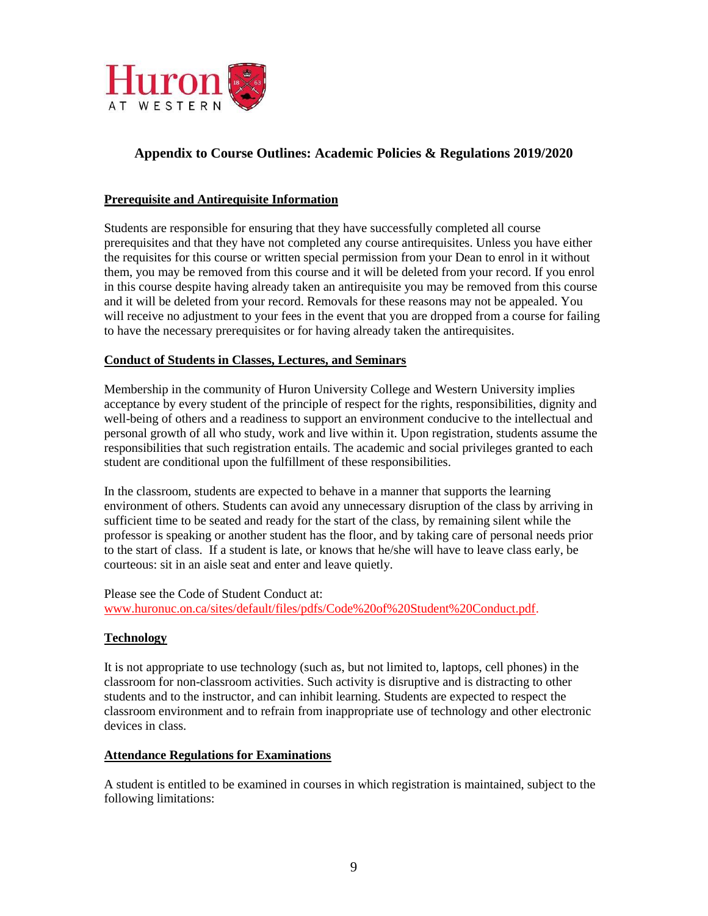Huron AT WESTERN

# Appendix to Course Outlines: Academic Policies & Regulations 2019/2020

## Prerequisite and Antirequisite Information

Students are responsible for ensuring that they have successfully completed all course prerequisites and that they have not completed any course antirequisites. Unless you have either the requisites for this course or written special permission from your Dean to enrol in it without them, you may be removed from this course and it will be deleted from your record. If you enrol in this course despite having already taken an antirequisite you may be removed from this course and it will be deleted from your record. Removals for these reasons may not be appealed. You will receive no adjustment to your fees in the event that you are dropped from a course for failing to have the necessary prerequisites or for having already taken the antirequisites.

## Conduct of Students in Classes, Lectures, and Seminars

Membership in the community of Huron University College and Western University implies acceptance by every student of the principle of respect for the rights, responsibilities, dignity and well-being of others and a readiness to support an environment conducive to the intellectual and personal growth of all who study, work and live within it. Upon registration, students assume the responsibilities that such registration entails. The academic and social privileges granted to each student are conditional upon the fulfillment of these responsibilities.

In the classroom, students are expected to behave in a manner that supports the learning environment of others. Students can avoid any unnecessary disruption of the class by arriving in sufficient time to be seated and ready for the start of the class, by remaining silent while the professor is speaking or another student has the floor, and by taking care of personal needs prior to the start of class. If a student is late, or knows that he/she will have to leave class early, be courteous: sit in an aisle seat and enter and leave quietly.

Please see the Code of Student Conduct at: www.huronuc.on.ca/sites/default/files/pdfs/Code%20of%20Student%20Conduct.pdf.

## Technology

It is not appropriate to use technology (such as, but not limited to, laptops, cell phones) in the classroom for non-classroom activities. Such activity is disruptive and is distracting to other students and to the instructor, and can inhibit learning. Students are expected to respect the classroom environment and to refrain from inappropriate use of technology and other electronic devices in class.

## Attendance Regulations for Examinations

A student is entitled to be examined in courses in which registration is maintained, subject to the following limitations: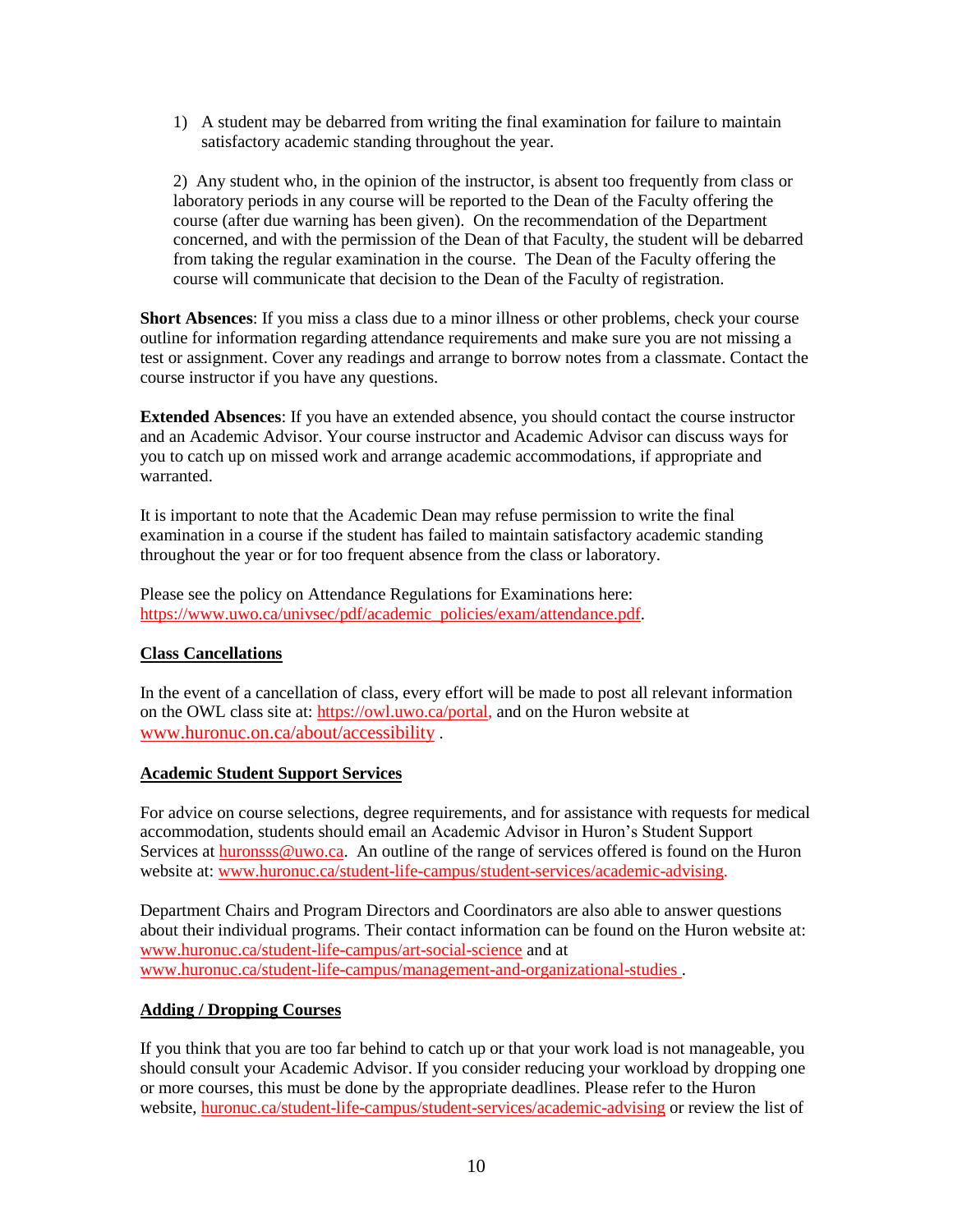1) A student may be debarred from writing the final examination for failure to maintain satisfactory academic standing throughout the year.

2) Any student who, in the opinion of the instructor, is absent too frequently from class or laboratory periods in any course will be reported to the Dean of the Faculty offering the course (after due warning has been given). On the recommendation of the Department concerned, and with the permission of the Dean of that Faculty, the student will be debarred from taking the regular examination in the course. The Dean of the Faculty offering the course will communicate that decision to the Dean of the Faculty of registration.

**Short Absences**: If you miss a class due to a minor illness or other problems, check your course outline for information regarding attendance requirements and make sure you are not missing a test or assignment. Cover any readings and arrange to borrow notes from a classmate. Contact the course instructor if you have any questions.

**Extended Absences**: If you have an extended absence, you should contact the course instructor and an Academic Advisor. Your course instructor and Academic Advisor can discuss ways for you to catch up on missed work and arrange academic accommodations, if appropriate and warranted.

It is important to note that the Academic Dean may refuse permission to write the final examination in a course if the student has failed to maintain satisfactory academic standing throughout the year or for too frequent absence from the class or laboratory.

Please see the policy on Attendance Regulations for Examinations here: https://www.uwo.ca/univsec/pdf/academic_policies/exam/attendance.pdf.

## Class Cancellations

In the event of a cancellation of class, every effort will be made to post all relevant information on the OWL class site at: https://owl.uwo.ca/portal, and on the Huron website at www.huronuc.on.ca/about/accessibility .

## Academic Student Support Services

For advice on course selections, degree requirements, and for assistance with requests for medical accommodation, students should email an Academic Advisor in Huron's Student Support Services at huronsss@uwo.ca. An outline of the range of services offered is found on the Huron website at: www.huronuc.ca/student-life-campus/student-services/academic-advising.

Department Chairs and Program Directors and Coordinators are also able to answer questions about their individual programs. Their contact information can be found on the Huron website at: www.huronuc.ca/student-life-campus/art-social-science and at www.huronuc.ca/student-life-campus/management-and-organizational-studies .

## Adding / Dropping Courses

If you think that you are too far behind to catch up or that your work load is not manageable, you should consult your Academic Advisor. If you consider reducing your workload by dropping one or more courses, this must be done by the appropriate deadlines. Please refer to the Huron website, huronuc.ca/student-life-campus/student-services/academic-advising or review the list of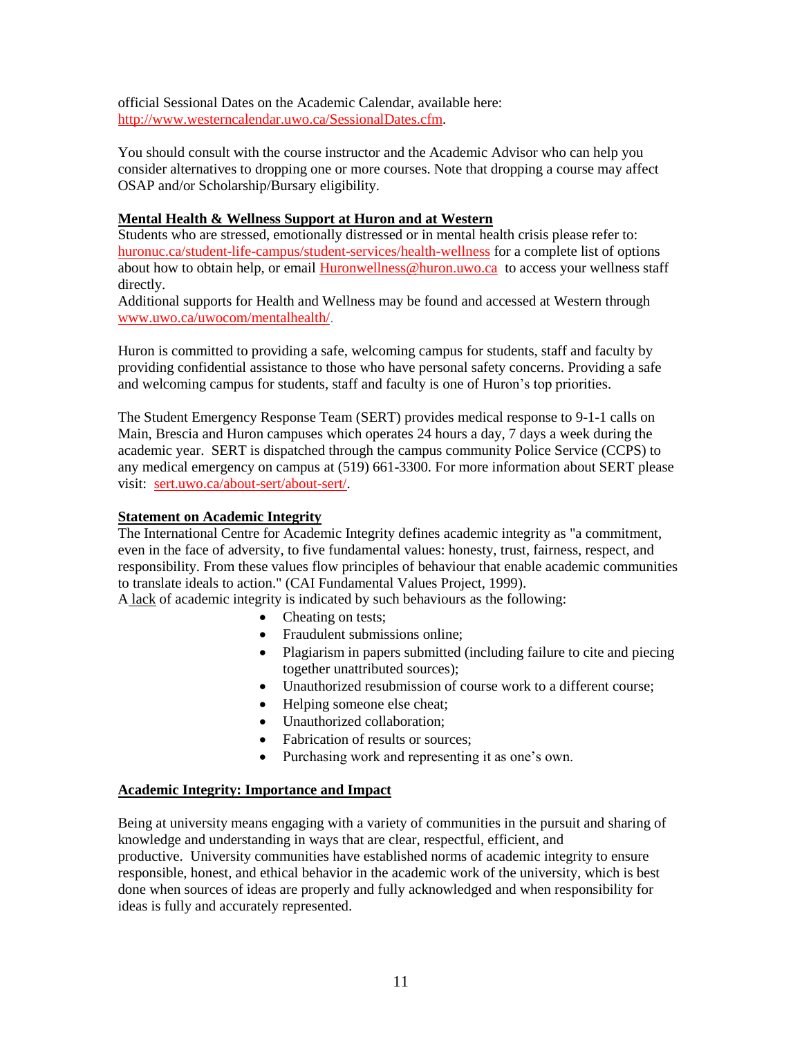official Sessional Dates on the Academic Calendar, available here: http://www.westerncalendar.uwo.ca/SessionalDates.cfm.

You should consult with the course instructor and the Academic Advisor who can help you consider alternatives to dropping one or more courses. Note that dropping a course may affect OSAP and/or Scholarship/Bursary eligibility.

**Mental Health & Wellness Support at Huron and at Western**

Students who are stressed, emotionally distressed or in mental health crisis please refer to: huronuc.ca/student-life-campus/student-services/health-wellness for a complete list of options about how to obtain help, or email Huronwellness@huron.uwo.ca to access your wellness staff directly.

Additional supports for Health and Wellness may be found and accessed at Western through www.uwo.ca/uwocom/mentalhealth/.

Huron is committed to providing a safe, welcoming campus for students, staff and faculty by providing confidential assistance to those who have personal safety concerns. Providing a safe and welcoming campus for students, staff and faculty is one of Huron's top priorities.

The Student Emergency Response Team (SERT) provides medical response to 9-1-1 calls on Main, Brescia and Huron campuses which operates 24 hours a day, 7 days a week during the academic year. SERT is dispatched through the campus community Police Service (CCPS) to any medical emergency on campus at (519) 661-3300. For more information about SERT please visit: sert.uwo.ca/about-sert/about-sert/.

**Statement on Academic Integrity**

The International Centre for Academic Integrity defines academic integrity as "a commitment, even in the face of adversity, to five fundamental values: honesty, trust, fairness, respect, and responsibility. From these values flow principles of behaviour that enable academic communities to translate ideals to action." (CAI Fundamental Values Project, 1999).

A lack of academic integrity is indicated by such behaviours as the following:

- Cheating on tests;
- Fraudulent submissions online;
- Plagiarism in papers submitted (including failure to cite and piecing together unattributed sources);
- Unauthorized resubmission of course work to a different course;
- Helping someone else cheat;
- Unauthorized collaboration;
- Fabrication of results or sources;
- Purchasing work and representing it as one's own.

**Academic Integrity: Importance and Impact**

Being at university means engaging with a variety of communities in the pursuit and sharing of knowledge and understanding in ways that are clear, respectful, efficient, and productive. University communities have established norms of academic integrity to ensure responsible, honest, and ethical behavior in the academic work of the university, which is best done when sources of ideas are properly and fully acknowledged and when responsibility for ideas is fully and accurately represented.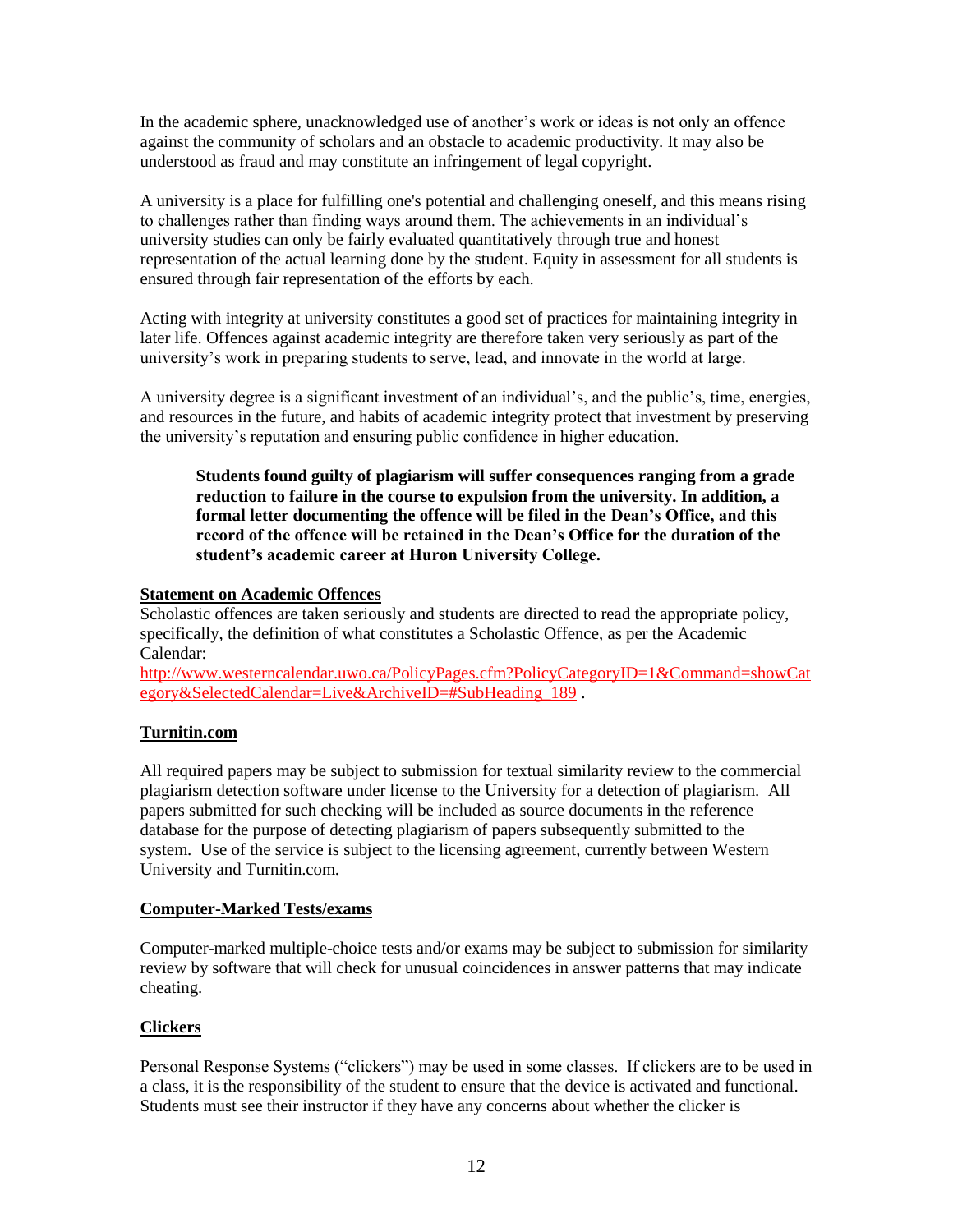In the academic sphere, unacknowledged use of another's work or ideas is not only an offence against the community of scholars and an obstacle to academic productivity. It may also be understood as fraud and may constitute an infringement of legal copyright.

A university is a place for fulfilling one's potential and challenging oneself, and this means rising to challenges rather than finding ways around them. The achievements in an individual's university studies can only be fairly evaluated quantitatively through true and honest representation of the actual learning done by the student. Equity in assessment for all students is ensured through fair representation of the efforts by each.

Acting with integrity at university constitutes a good set of practices for maintaining integrity in later life. Offences against academic integrity are therefore taken very seriously as part of the university's work in preparing students to serve, lead, and innovate in the world at large.

A university degree is a significant investment of an individual's, and the public's, time, energies, and resources in the future, and habits of academic integrity protect that investment by preserving the university's reputation and ensuring public confidence in higher education.

> **Students found guilty of plagiarism will suffer consequences ranging from a grade reduction to failure in the course to expulsion from the university. In addition, a formal letter documenting the offence will be filed in the Dean's Office, and this record of the offence will be retained in the Dean's Office for the duration of the student's academic career at Huron University College.**

**Statement on Academic Offences**

Scholastic offences are taken seriously and students are directed to read the appropriate policy, specifically, the definition of what constitutes a Scholastic Offence, as per the Academic Calendar:
http://www.westerncalendar.uwo.ca/PolicyPages.cfm?PolicyCategoryID=1&Command=showCategory&SelectedCalendar=Live&ArchiveID=#SubHeading_189 .

**Turnitin.com**

All required papers may be subject to submission for textual similarity review to the commercial plagiarism detection software under license to the University for a detection of plagiarism. All papers submitted for such checking will be included as source documents in the reference database for the purpose of detecting plagiarism of papers subsequently submitted to the system. Use of the service is subject to the licensing agreement, currently between Western University and Turnitin.com.

**Computer-Marked Tests/exams**

Computer-marked multiple-choice tests and/or exams may be subject to submission for similarity review by software that will check for unusual coincidences in answer patterns that may indicate cheating.

**Clickers**

Personal Response Systems ("clickers") may be used in some classes. If clickers are to be used in a class, it is the responsibility of the student to ensure that the device is activated and functional. Students must see their instructor if they have any concerns about whether the clicker is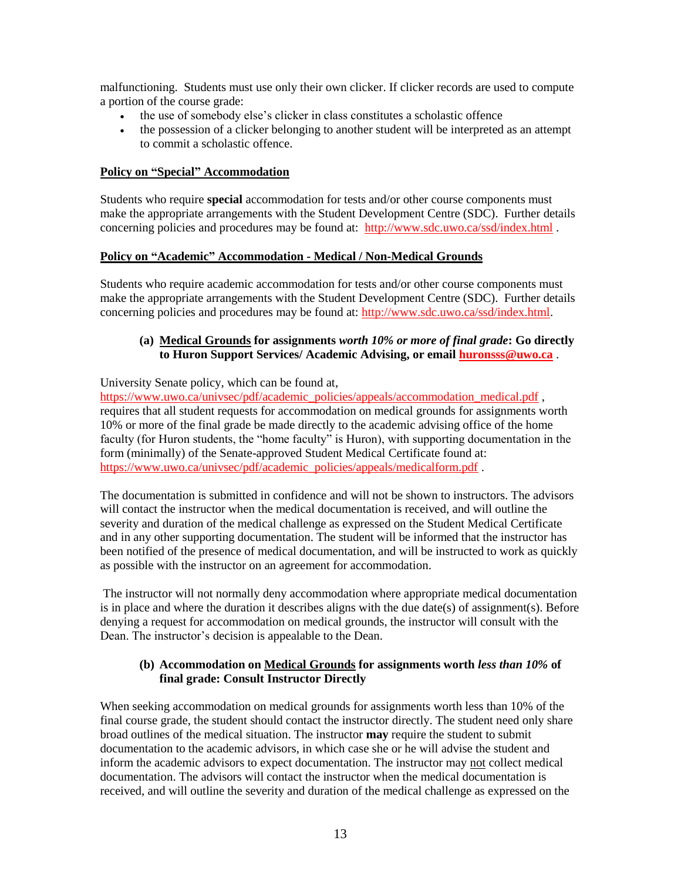malfunctioning.  Students must use only their own clicker. If clicker records are used to compute a portion of the course grade:

- the use of somebody else's clicker in class constitutes a scholastic offence
- the possession of a clicker belonging to another student will be interpreted as an attempt to commit a scholastic offence.

**<u>Policy on "Special" Accommodation</u>**

Students who require **special** accommodation for tests and/or other course components must make the appropriate arrangements with the Student Development Centre (SDC).  Further details concerning policies and procedures may be found at:  http://www.sdc.uwo.ca/ssd/index.html .

**<u>Policy on "Academic" Accommodation - Medical / Non-Medical Grounds</u>**

Students who require academic accommodation for tests and/or other course components must make the appropriate arrangements with the Student Development Centre (SDC).  Further details concerning policies and procedures may be found at: http://www.sdc.uwo.ca/ssd/index.html.

**(a) <u>Medical Grounds</u> for assignments *worth 10% or more of final grade*: Go directly to Huron Support Services/ Academic Advising, or email huronsss@uwo.ca .**

University Senate policy, which can be found at, https://www.uwo.ca/univsec/pdf/academic_policies/appeals/accommodation_medical.pdf , requires that all student requests for accommodation on medical grounds for assignments worth 10% or more of the final grade be made directly to the academic advising office of the home faculty (for Huron students, the "home faculty" is Huron), with supporting documentation in the form (minimally) of the Senate-approved Student Medical Certificate found at: https://www.uwo.ca/univsec/pdf/academic_policies/appeals/medicalform.pdf .

The documentation is submitted in confidence and will not be shown to instructors. The advisors will contact the instructor when the medical documentation is received, and will outline the severity and duration of the medical challenge as expressed on the Student Medical Certificate and in any other supporting documentation. The student will be informed that the instructor has been notified of the presence of medical documentation, and will be instructed to work as quickly as possible with the instructor on an agreement for accommodation.

The instructor will not normally deny accommodation where appropriate medical documentation is in place and where the duration it describes aligns with the due date(s) of assignment(s). Before denying a request for accommodation on medical grounds, the instructor will consult with the Dean. The instructor's decision is appealable to the Dean.

**(b) Accommodation on <u>Medical Grounds</u> for assignments worth *less than 10%* of final grade: Consult Instructor Directly**

When seeking accommodation on medical grounds for assignments worth less than 10% of the final course grade, the student should contact the instructor directly. The student need only share broad outlines of the medical situation. The instructor **may** require the student to submit documentation to the academic advisors, in which case she or he will advise the student and inform the academic advisors to expect documentation. The instructor may <u>not</u> collect medical documentation. The advisors will contact the instructor when the medical documentation is received, and will outline the severity and duration of the medical challenge as expressed on the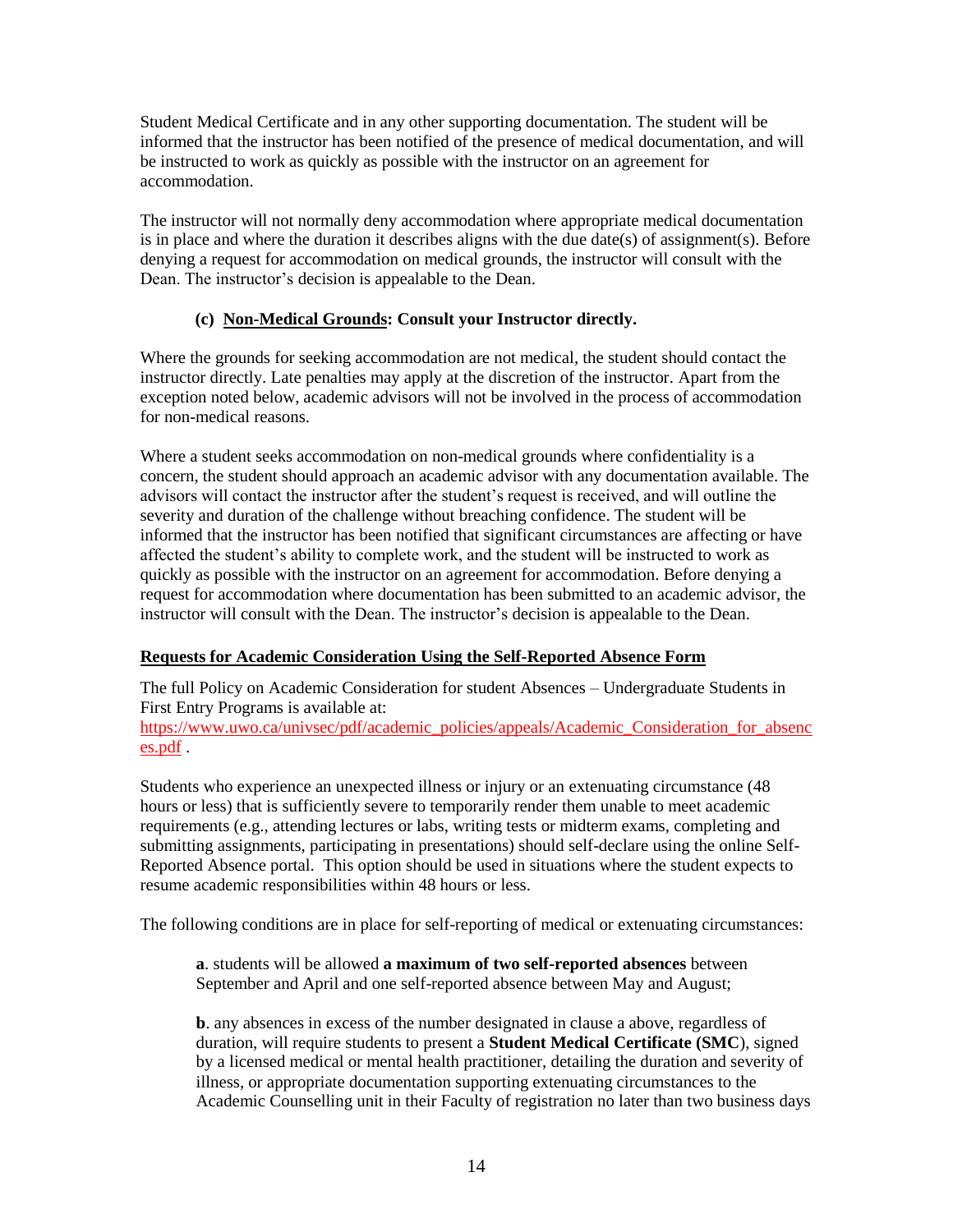Student Medical Certificate and in any other supporting documentation. The student will be informed that the instructor has been notified of the presence of medical documentation, and will be instructed to work as quickly as possible with the instructor on an agreement for accommodation.

The instructor will not normally deny accommodation where appropriate medical documentation is in place and where the duration it describes aligns with the due date(s) of assignment(s). Before denying a request for accommodation on medical grounds, the instructor will consult with the Dean. The instructor's decision is appealable to the Dean.

**(c) <u>Non-Medical Grounds</u>: Consult your Instructor directly.**

Where the grounds for seeking accommodation are not medical, the student should contact the instructor directly. Late penalties may apply at the discretion of the instructor. Apart from the exception noted below, academic advisors will not be involved in the process of accommodation for non-medical reasons.

Where a student seeks accommodation on non-medical grounds where confidentiality is a concern, the student should approach an academic advisor with any documentation available. The advisors will contact the instructor after the student's request is received, and will outline the severity and duration of the challenge without breaching confidence. The student will be informed that the instructor has been notified that significant circumstances are affecting or have affected the student's ability to complete work, and the student will be instructed to work as quickly as possible with the instructor on an agreement for accommodation. Before denying a request for accommodation where documentation has been submitted to an academic advisor, the instructor will consult with the Dean. The instructor's decision is appealable to the Dean.

**<u>Requests for Academic Consideration Using the Self-Reported Absence Form</u>**

The full Policy on Academic Consideration for student Absences – Undergraduate Students in First Entry Programs is available at: [https://www.uwo.ca/univsec/pdf/academic_policies/appeals/Academic_Consideration_for_absences.pdf](https://www.uwo.ca/univsec/pdf/academic_policies/appeals/Academic_Consideration_for_absences.pdf) .

Students who experience an unexpected illness or injury or an extenuating circumstance (48 hours or less) that is sufficiently severe to temporarily render them unable to meet academic requirements (e.g., attending lectures or labs, writing tests or midterm exams, completing and submitting assignments, participating in presentations) should self-declare using the online Self-Reported Absence portal. This option should be used in situations where the student expects to resume academic responsibilities within 48 hours or less.

The following conditions are in place for self-reporting of medical or extenuating circumstances:

**a**. students will be allowed **a maximum of two self-reported absences** between September and April and one self-reported absence between May and August;

**b**. any absences in excess of the number designated in clause a above, regardless of duration, will require students to present a **Student Medical Certificate (SMC**), signed by a licensed medical or mental health practitioner, detailing the duration and severity of illness, or appropriate documentation supporting extenuating circumstances to the Academic Counselling unit in their Faculty of registration no later than two business days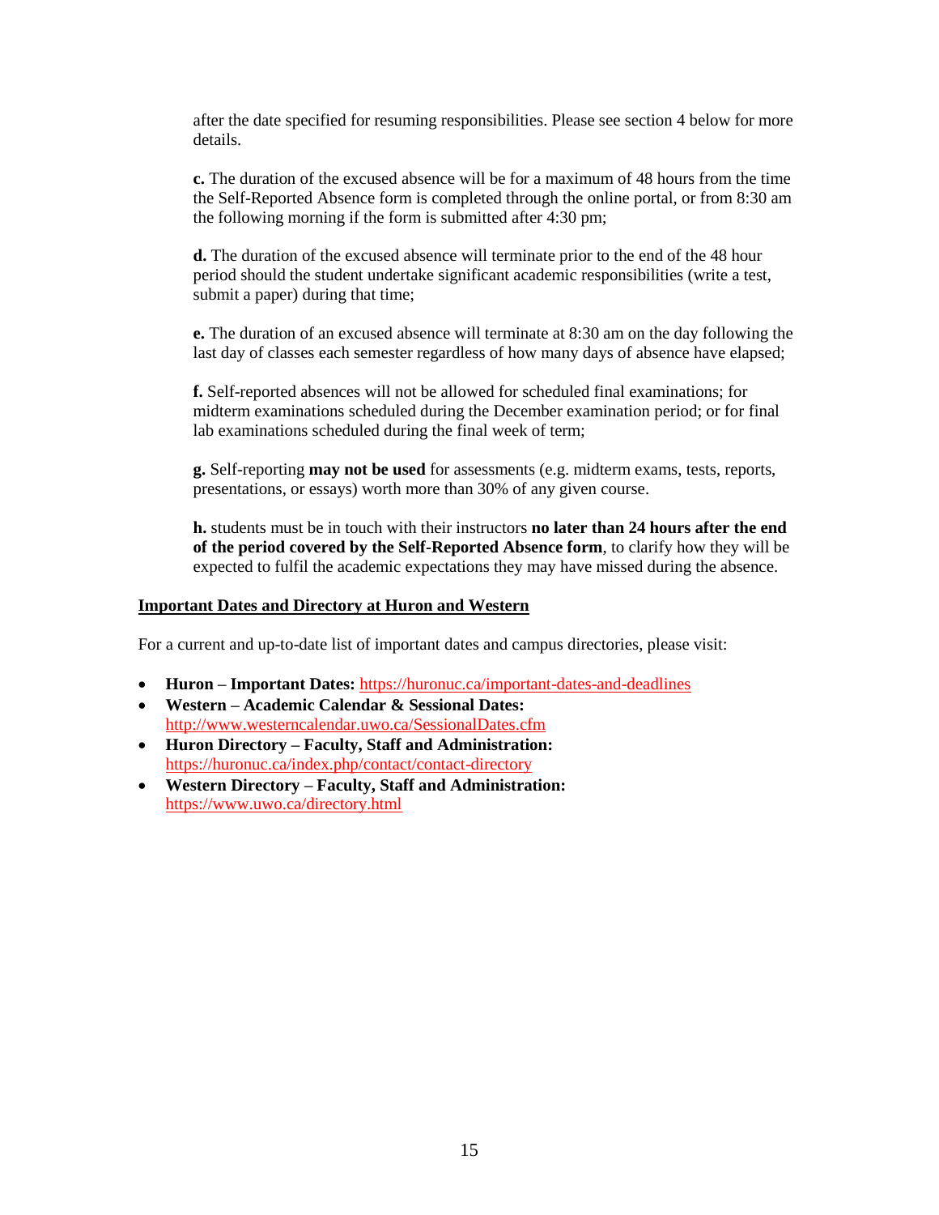after the date specified for resuming responsibilities. Please see section 4 below for more details.

**c.** The duration of the excused absence will be for a maximum of 48 hours from the time the Self-Reported Absence form is completed through the online portal, or from 8:30 am the following morning if the form is submitted after 4:30 pm;

**d.** The duration of the excused absence will terminate prior to the end of the 48 hour period should the student undertake significant academic responsibilities (write a test, submit a paper) during that time;

**e.** The duration of an excused absence will terminate at 8:30 am on the day following the last day of classes each semester regardless of how many days of absence have elapsed;

**f.** Self-reported absences will not be allowed for scheduled final examinations; for midterm examinations scheduled during the December examination period; or for final lab examinations scheduled during the final week of term;

**g.** Self-reporting **may not be used** for assessments (e.g. midterm exams, tests, reports, presentations, or essays) worth more than 30% of any given course.

**h.** students must be in touch with their instructors **no later than 24 hours after the end of the period covered by the Self-Reported Absence form**, to clarify how they will be expected to fulfil the academic expectations they may have missed during the absence.

## Important Dates and Directory at Huron and Western

For a current and up-to-date list of important dates and campus directories, please visit:

- **Huron – Important Dates:** https://huronuc.ca/important-dates-and-deadlines
- **Western – Academic Calendar & Sessional Dates:** http://www.westerncalendar.uwo.ca/SessionalDates.cfm
- **Huron Directory – Faculty, Staff and Administration:** https://huronuc.ca/index.php/contact/contact-directory
- **Western Directory – Faculty, Staff and Administration:** https://www.uwo.ca/directory.html